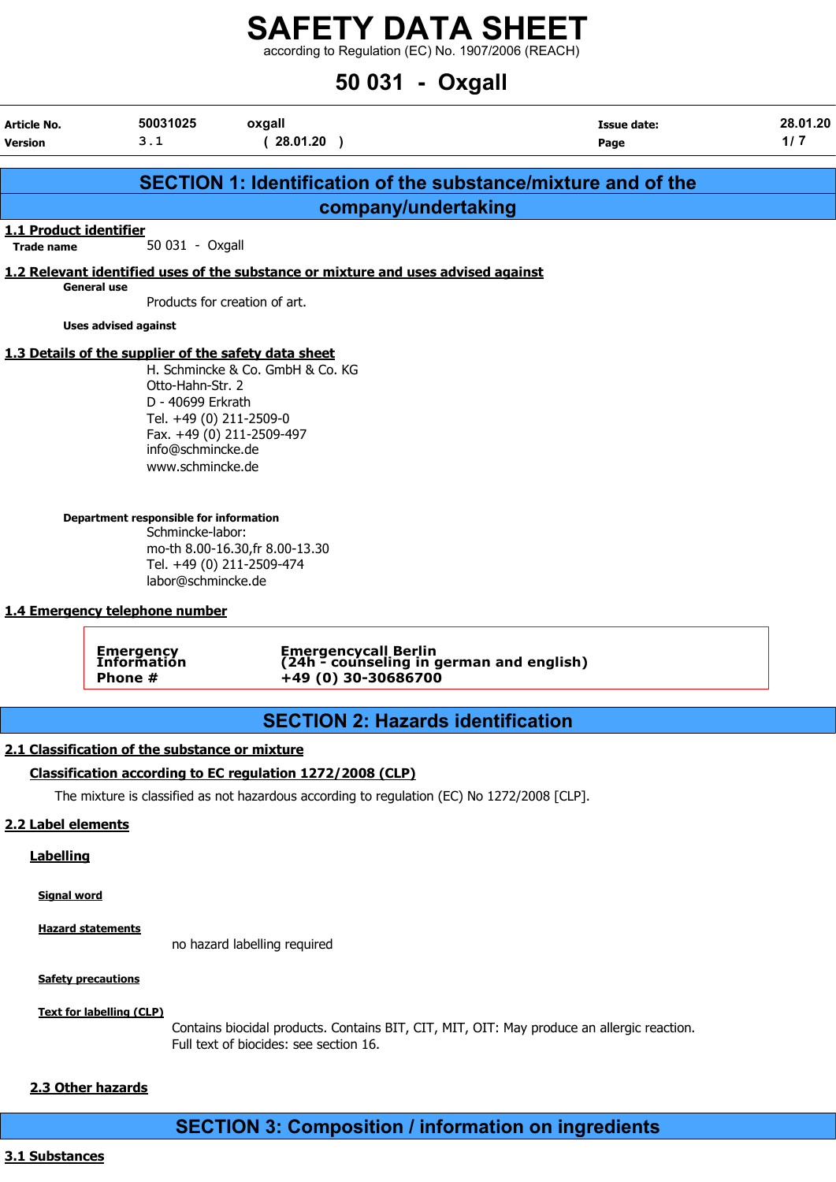# SAFETY DATA SHEET

according to Regulation (EC) No. 1907/2006 (REACH)

# 50 031 - Oxgall

| Article No. | 50031025 | oxgall | Issue date: | 28.01.20 |
|---|---|---|---|---|
| Version | 3.1 | ( 28.01.20 ) | | |

## SECTION 1: Identification of the substance/mixture and of the company/undertaking

### 1.1 Product identifier

**Trade name** 50 031 - Oxgall

### 1.2 Relevant identified uses of the substance or mixture and uses advised against

**General use**

Products for creation of art.

**Uses advised against**

### 1.3 Details of the supplier of the safety data sheet

H. Schmincke & Co. GmbH & Co. KG
Otto-Hahn-Str. 2
D - 40699 Erkrath
Tel. +49 (0) 211-2509-0
Fax. +49 (0) 211-2509-497
info@schmincke.de
www.schmincke.de

**Department responsible for information**

Schmincke-labor:
mo-th 8.00-16.30,fr 8.00-13.30
Tel. +49 (0) 211-2509-474
labor@schmincke.de

### 1.4 Emergency telephone number

| Emergency Information Phone # | Emergencycall Berlin (24h - counseling in german and english) +49 (0) 30-30686700 |
|---|---|

## SECTION 2: Hazards identification

### 2.1 Classification of the substance or mixture

**Classification according to EC regulation 1272/2008 (CLP)**

The mixture is classified as not hazardous according to regulation (EC) No 1272/2008 [CLP].

### 2.2 Label elements

**Labelling**

**Signal word**

**Hazard statements**

no hazard labelling required

**Safety precautions**

**Text for labelling (CLP)**

Contains biocidal products. Contains BIT, CIT, MIT, OIT: May produce an allergic reaction.
Full text of biocides: see section 16.

### 2.3 Other hazards

## SECTION 3: Composition / information on ingredients

### 3.1 Substances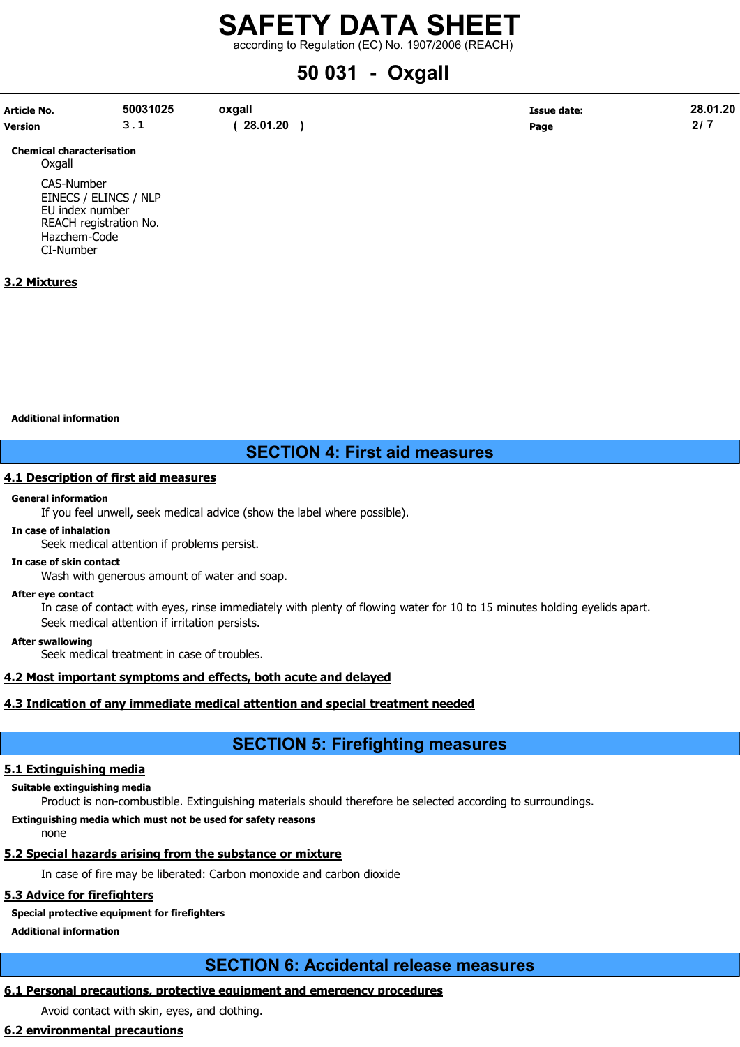**Chemical characterisation**

Oxgall

CAS-Number
EINECS / ELINCS / NLP
EU index number
REACH registration No.
Hazchem-Code
CI-Number

## 3.2 Mixtures

**Additional information**

# SECTION 4: First aid measures

## 4.1 Description of first aid measures

**General information**

If you feel unwell, seek medical advice (show the label where possible).

**In case of inhalation**

Seek medical attention if problems persist.

**In case of skin contact**

Wash with generous amount of water and soap.

**After eye contact**

In case of contact with eyes, rinse immediately with plenty of flowing water for 10 to 15 minutes holding eyelids apart.
Seek medical attention if irritation persists.

**After swallowing**

Seek medical treatment in case of troubles.

## 4.2 Most important symptoms and effects, both acute and delayed

## 4.3 Indication of any immediate medical attention and special treatment needed

# SECTION 5: Firefighting measures

## 5.1 Extinguishing media

**Suitable extinguishing media**

Product is non-combustible. Extinguishing materials should therefore be selected according to surroundings.

**Extinguishing media which must not be used for safety reasons**

none

## 5.2 Special hazards arising from the substance or mixture

In case of fire may be liberated: Carbon monoxide and carbon dioxide

## 5.3 Advice for firefighters

**Special protective equipment for firefighters**

**Additional information**

# SECTION 6: Accidental release measures

## 6.1 Personal precautions, protective equipment and emergency procedures

Avoid contact with skin, eyes, and clothing.

## 6.2 environmental precautions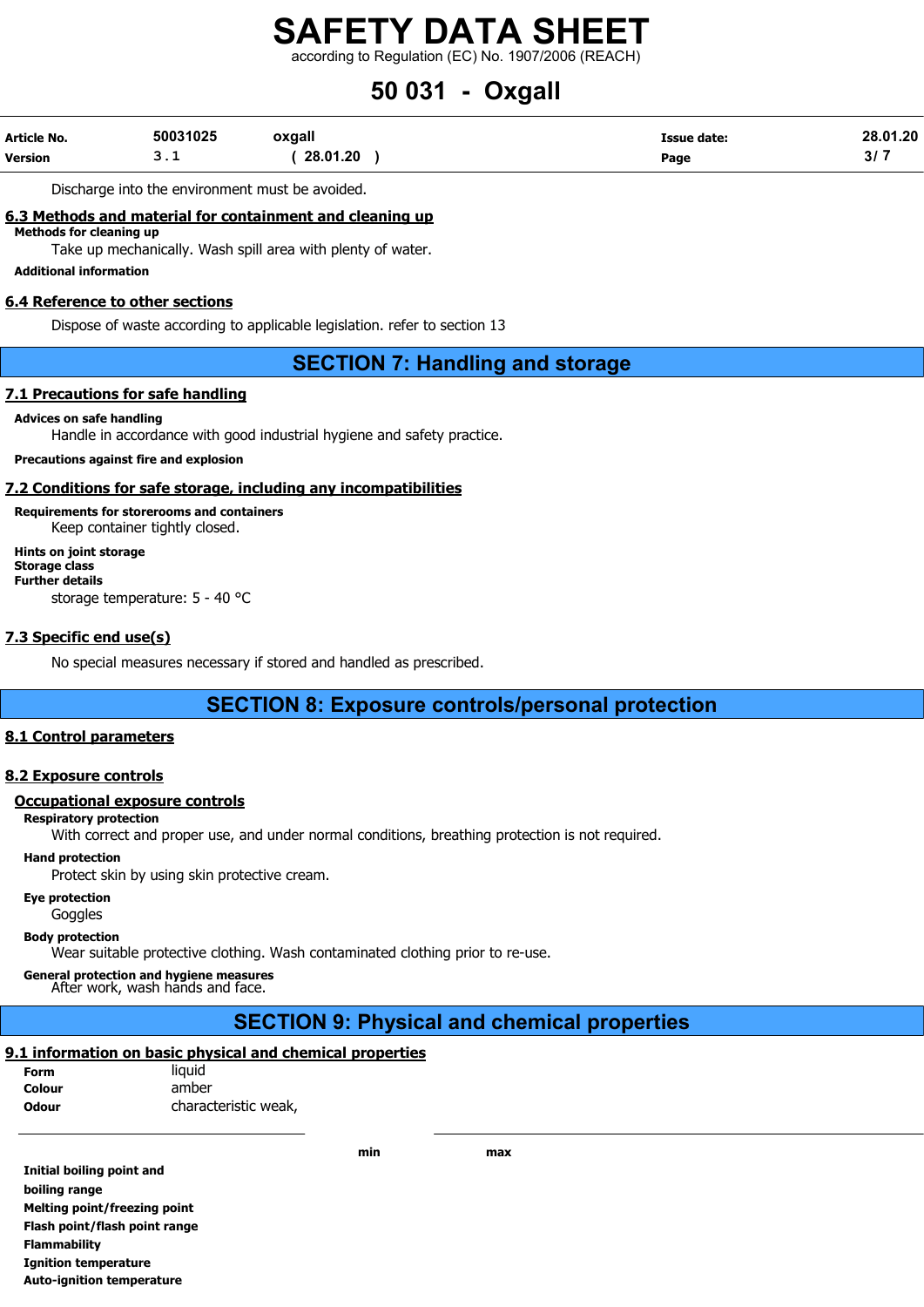Discharge into the environment must be avoided.

### 6.3 Methods and material for containment and cleaning up

**Methods for cleaning up**

Take up mechanically. Wash spill area with plenty of water.

**Additional information**

### 6.4 Reference to other sections

Dispose of waste according to applicable legislation. refer to section 13

## SECTION 7: Handling and storage

### 7.1 Precautions for safe handling

**Advices on safe handling**

Handle in accordance with good industrial hygiene and safety practice.

**Precautions against fire and explosion**

### 7.2 Conditions for safe storage, including any incompatibilities

**Requirements for storerooms and containers**

Keep container tightly closed.

**Hints on joint storage**

**Storage class**

**Further details**

storage temperature: 5 - 40 °C

### 7.3 Specific end use(s)

No special measures necessary if stored and handled as prescribed.

## SECTION 8: Exposure controls/personal protection

### 8.1 Control parameters

### 8.2 Exposure controls

#### Occupational exposure controls

**Respiratory protection**

With correct and proper use, and under normal conditions, breathing protection is not required.

**Hand protection**

Protect skin by using skin protective cream.

**Eye protection**

Goggles

**Body protection**

Wear suitable protective clothing. Wash contaminated clothing prior to re-use.

**General protection and hygiene measures**

After work, wash hands and face.

## SECTION 9: Physical and chemical properties

### 9.1 information on basic physical and chemical properties

**Form** liquid

**Colour** amber

**Odour** characteristic weak,

| | min | max |
|---|---|---|
| **Initial boiling point and boiling range** | | |
| **Melting point/freezing point** | | |
| **Flash point/flash point range** | | |
| **Flammability** | | |
| **Ignition temperature** | | |
| **Auto-ignition temperature** | | |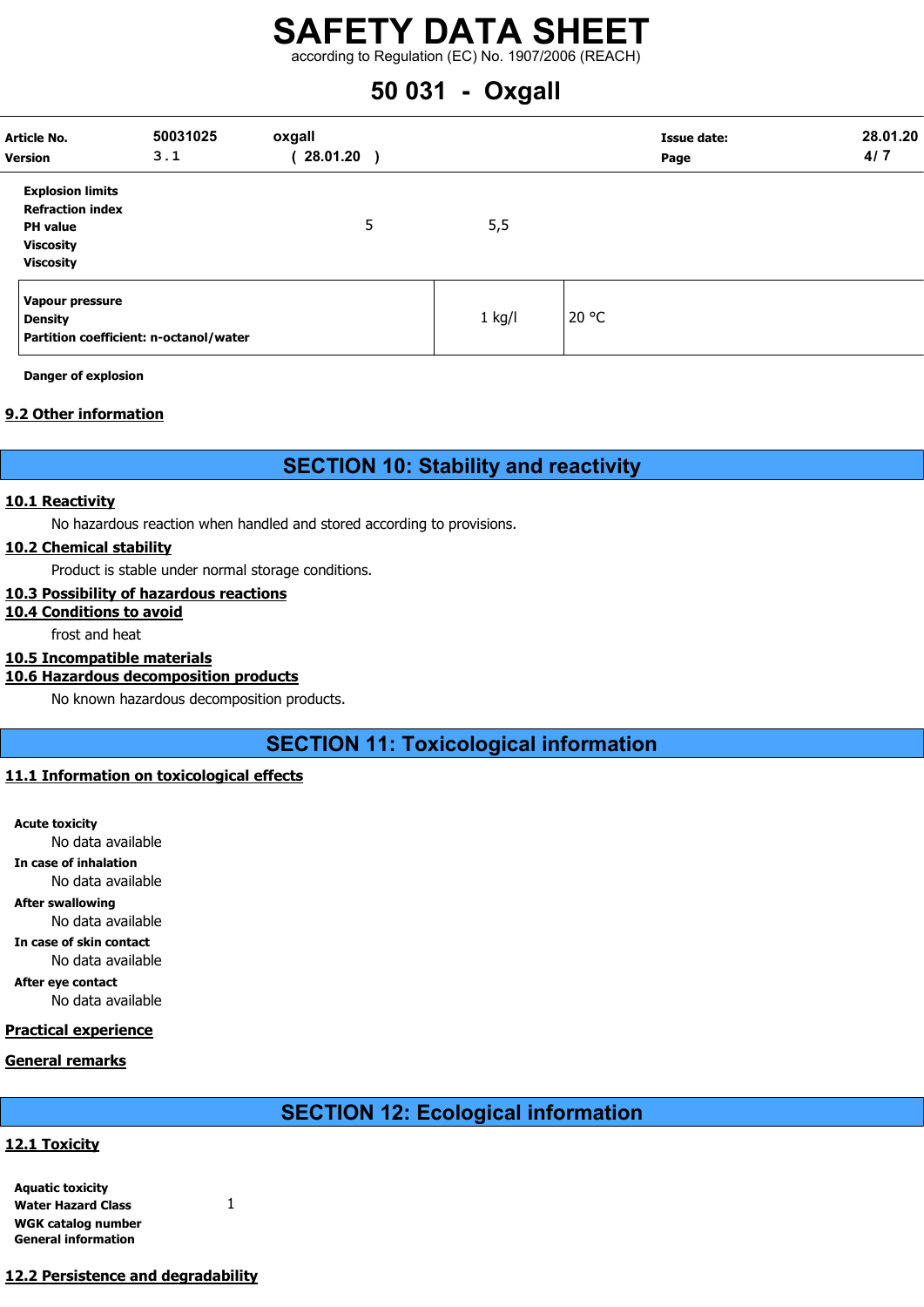| | | |
|---|---|---|
| **Explosion limits** | | |
| **Refraction index** | | |
| **PH value** | 5 | 5,5 |
| **Viscosity** | | |
| **Viscosity** | | |

| | | |
|---|---|---|
| **Vapour pressure** | | |
| **Density** | 1 kg/l | 20 °C |
| **Partition coefficient: n-octanol/water** | | |

**Danger of explosion**

### 9.2 Other information

## SECTION 10: Stability and reactivity

### 10.1 Reactivity

No hazardous reaction when handled and stored according to provisions.

### 10.2 Chemical stability

Product is stable under normal storage conditions.

### 10.3 Possibility of hazardous reactions

### 10.4 Conditions to avoid

frost and heat

### 10.5 Incompatible materials

### 10.6 Hazardous decomposition products

No known hazardous decomposition products.

## SECTION 11: Toxicological information

### 11.1 Information on toxicological effects

**Acute toxicity**

No data available

**In case of inhalation**

No data available

**After swallowing**

No data available

**In case of skin contact**

No data available

**After eye contact**

No data available

### Practical experience

### General remarks

## SECTION 12: Ecological information

### 12.1 Toxicity

**Aquatic toxicity**
**Water Hazard Class** 1
**WGK catalog number**
**General information**

### 12.2 Persistence and degradability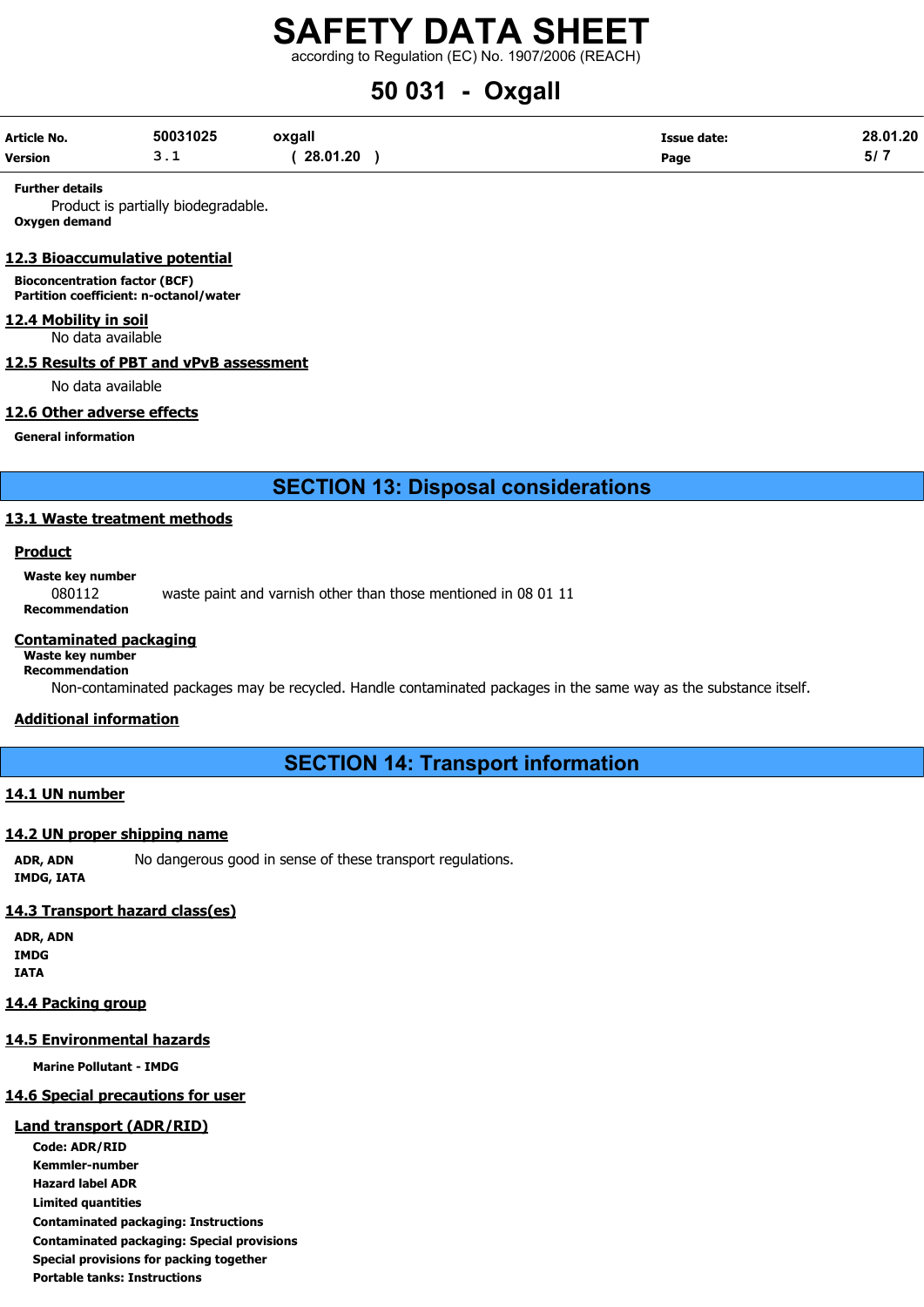**Further details**

Product is partially biodegradable.

**Oxygen demand**

### 12.3 Bioaccumulative potential

**Bioconcentration factor (BCF)**

**Partition coefficient: n-octanol/water**

### 12.4 Mobility in soil

No data available

### 12.5 Results of PBT and vPvB assessment

No data available

### 12.6 Other adverse effects

**General information**

## SECTION 13: Disposal considerations

### 13.1 Waste treatment methods

#### Product

**Waste key number**

080112 waste paint and varnish other than those mentioned in 08 01 11

**Recommendation**

#### Contaminated packaging

**Waste key number**

**Recommendation**

Non-contaminated packages may be recycled. Handle contaminated packages in the same way as the substance itself.

#### Additional information

## SECTION 14: Transport information

### 14.1 UN number

### 14.2 UN proper shipping name

**ADR, ADN** No dangerous good in sense of these transport regulations.

**IMDG, IATA**

### 14.3 Transport hazard class(es)

**ADR, ADN**

**IMDG**

**IATA**

### 14.4 Packing group

### 14.5 Environmental hazards

**Marine Pollutant - IMDG**

### 14.6 Special precautions for user

#### Land transport (ADR/RID)

**Code: ADR/RID**

**Kemmler-number**

**Hazard label ADR**

**Limited quantities**

**Contaminated packaging: Instructions**

**Contaminated packaging: Special provisions**

**Special provisions for packing together**

**Portable tanks: Instructions**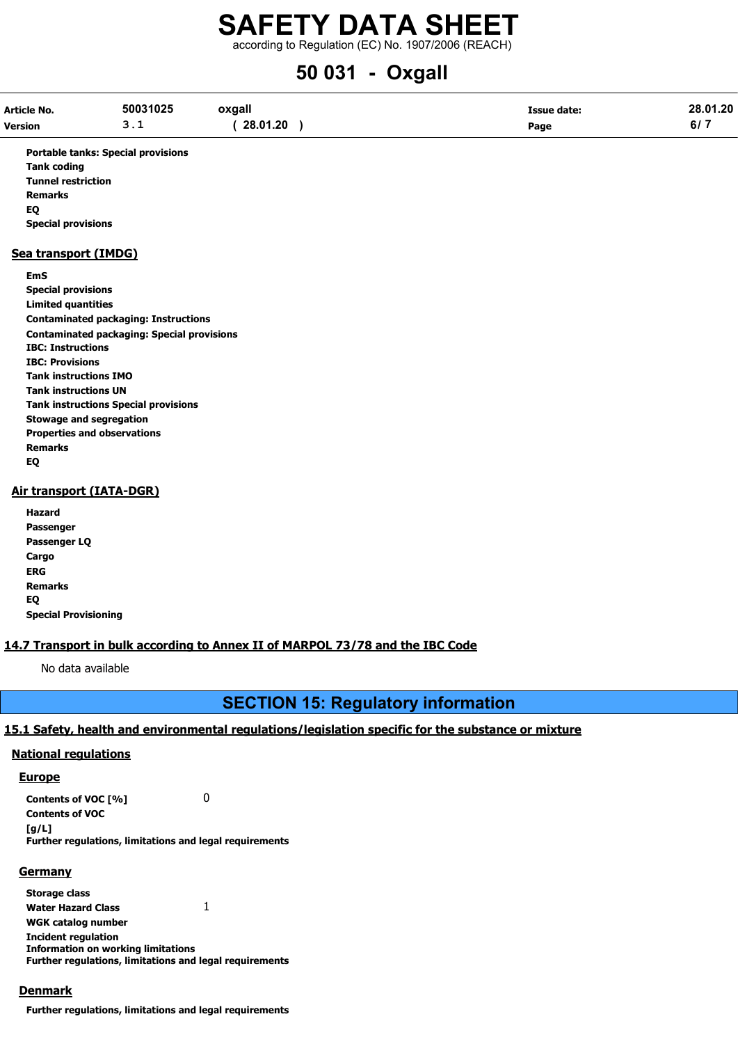**Portable tanks: Special provisions**
**Tank coding**
**Tunnel restriction**
**Remarks**
**EQ**
**Special provisions**

### Sea transport (IMDG)

**EmS**
**Special provisions**
**Limited quantities**
**Contaminated packaging: Instructions**
**Contaminated packaging: Special provisions**
**IBC: Instructions**
**IBC: Provisions**
**Tank instructions IMO**
**Tank instructions UN**
**Tank instructions Special provisions**
**Stowage and segregation**
**Properties and observations**
**Remarks**
**EQ**

### Air transport (IATA-DGR)

**Hazard**
**Passenger**
**Passenger LQ**
**Cargo**
**ERG**
**Remarks**
**EQ**
**Special Provisioning**

### 14.7 Transport in bulk according to Annex II of MARPOL 73/78 and the IBC Code

No data available

## SECTION 15: Regulatory information

### 15.1 Safety, health and environmental regulations/legislation specific for the substance or mixture

#### National regulations

##### Europe

**Contents of VOC [%]** 0
**Contents of VOC [g/L]**
**Further regulations, limitations and legal requirements**

##### Germany

**Storage class**
**Water Hazard Class** 1
**WGK catalog number**
**Incident regulation**
**Information on working limitations**
**Further regulations, limitations and legal requirements**

##### Denmark

**Further regulations, limitations and legal requirements**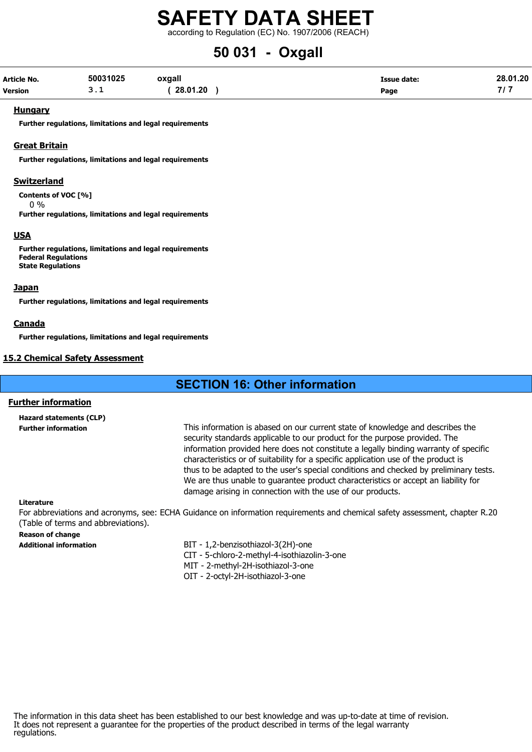#### Hungary

**Further regulations, limitations and legal requirements**

#### Great Britain

**Further regulations, limitations and legal requirements**

#### Switzerland

**Contents of VOC [%]**

0 %

**Further regulations, limitations and legal requirements**

#### USA

**Further regulations, limitations and legal requirements**
**Federal Regulations**
**State Regulations**

#### Japan

**Further regulations, limitations and legal requirements**

#### Canada

**Further regulations, limitations and legal requirements**

### 15.2 Chemical Safety Assessment

## SECTION 16: Other information

### Further information

**Hazard statements (CLP)**

**Further information**

This information is abased on our current state of knowledge and describes the security standards applicable to our product for the purpose provided. The information provided here does not constitute a legally binding warranty of specific characteristics or of suitability for a specific application use of the product is thus to be adapted to the user's special conditions and checked by preliminary tests. We are thus unable to guarantee product characteristics or accept an liability for damage arising in connection with the use of our products.

**Literature**

For abbreviations and acronyms, see: ECHA Guidance on information requirements and chemical safety assessment, chapter R.20 (Table of terms and abbreviations).

**Reason of change**

**Additional information**

BIT - 1,2-benzisothiazol-3(2H)-one
CIT - 5-chloro-2-methyl-4-isothiazolin-3-one
MIT - 2-methyl-2H-isothiazol-3-one
OIT - 2-octyl-2H-isothiazol-3-one

The information in this data sheet has been established to our best knowledge and was up-to-date at time of revision. It does not represent a guarantee for the properties of the product described in terms of the legal warranty regulations.